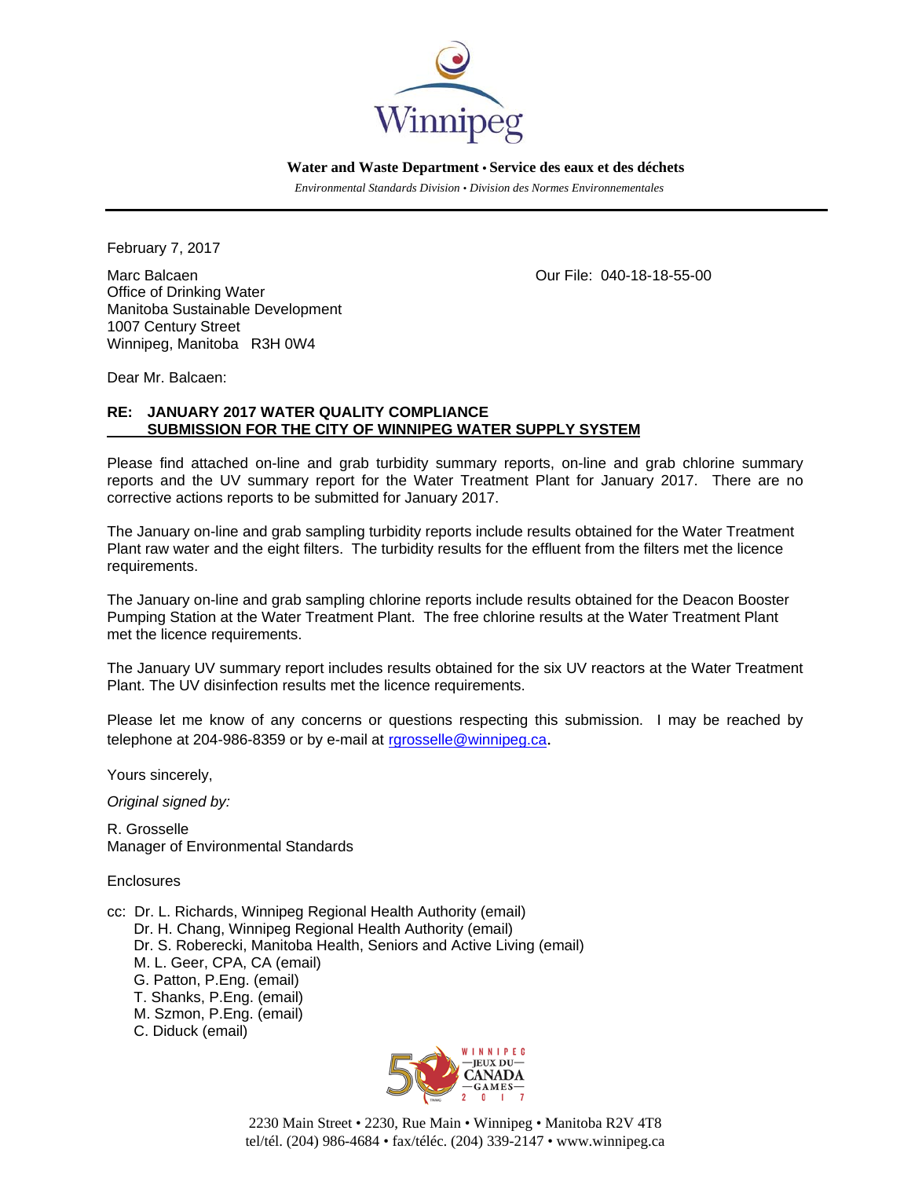Winnipeg

**Water and Waste Department • Service des eaux et des déchets**

*Environmental Standards Division • Division des Normes Environnementales*

---

February 7, 2017

Marc Balcaen
Office of Drinking Water
Manitoba Sustainable Development
1007 Century Street
Winnipeg, Manitoba R3H 0W4

Our File: 040-18-18-55-00

Dear Mr. Balcaen:

**RE: JANUARY 2017 WATER QUALITY COMPLIANCE SUBMISSION FOR THE CITY OF WINNIPEG WATER SUPPLY SYSTEM**

Please find attached on-line and grab turbidity summary reports, on-line and grab chlorine summary reports and the UV summary report for the Water Treatment Plant for January 2017. There are no corrective actions reports to be submitted for January 2017.

The January on-line and grab sampling turbidity reports include results obtained for the Water Treatment Plant raw water and the eight filters. The turbidity results for the effluent from the filters met the licence requirements.

The January on-line and grab sampling chlorine reports include results obtained for the Deacon Booster Pumping Station at the Water Treatment Plant. The free chlorine results at the Water Treatment Plant met the licence requirements.

The January UV summary report includes results obtained for the six UV reactors at the Water Treatment Plant. The UV disinfection results met the licence requirements.

Please let me know of any concerns or questions respecting this submission. I may be reached by telephone at 204-986-8359 or by e-mail at rgrosselle@winnipeg.ca.

Yours sincerely,

*Original signed by:*

R. Grosselle
Manager of Environmental Standards

Enclosures

cc: Dr. L. Richards, Winnipeg Regional Health Authority (email)
Dr. H. Chang, Winnipeg Regional Health Authority (email)
Dr. S. Roberecki, Manitoba Health, Seniors and Active Living (email)
M. L. Geer, CPA, CA (email)
G. Patton, P.Eng. (email)
T. Shanks, P.Eng. (email)
M. Szmon, P.Eng. (email)
C. Diduck (email)

2230 Main Street • 2230, Rue Main • Winnipeg • Manitoba R2V 4T8
tel/tél. (204) 986-4684 • fax/téléc. (204) 339-2147 • www.winnipeg.ca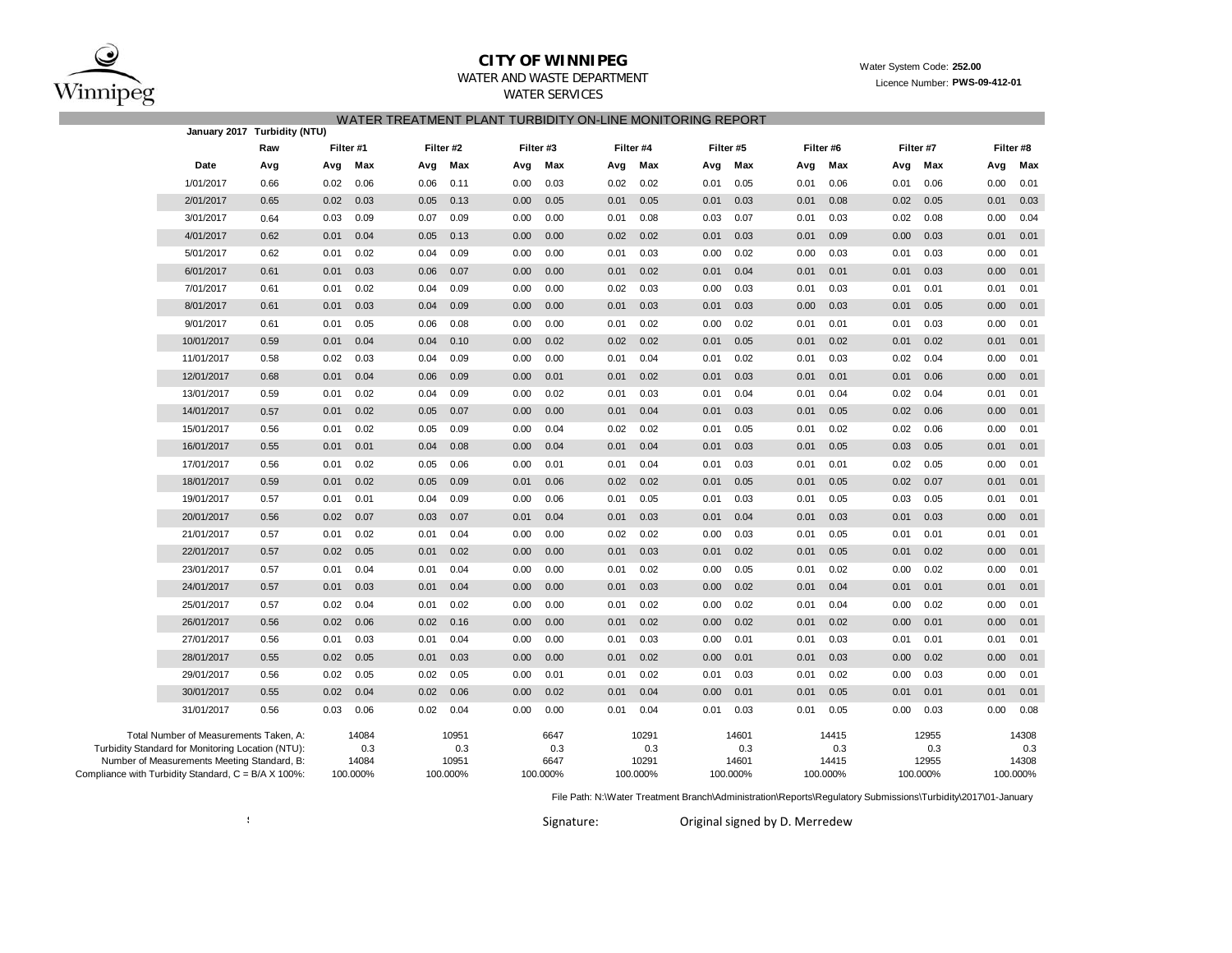# CITY OF WINNIPEG

WATER AND WASTE DEPARTMENT

WATER SERVICES

Water System Code: **252.00**

Licence Number: **PWS-09-412-01**

## WATER TREATMENT PLANT TURBIDITY ON-LINE MONITORING REPORT

**January 2017 Turbidity (NTU)**

| | Raw | Filter #1 | | Filter #2 | | Filter #3 | | Filter #4 | | Filter #5 | | Filter #6 | | Filter #7 | | Filter #8 | |
|---|---|---|---|---|---|---|---|---|---|---|---|---|---|---|---|---|---|
| **Date** | **Avg** | **Avg** | **Max** | **Avg** | **Max** | **Avg** | **Max** | **Avg** | **Max** | **Avg** | **Max** | **Avg** | **Max** | **Avg** | **Max** | **Avg** | **Max** |
| 1/01/2017 | 0.66 | 0.02 | 0.06 | 0.06 | 0.11 | 0.00 | 0.03 | 0.02 | 0.02 | 0.01 | 0.05 | 0.01 | 0.06 | 0.01 | 0.06 | 0.00 | 0.01 |
| 2/01/2017 | 0.65 | 0.02 | 0.03 | 0.05 | 0.13 | 0.00 | 0.05 | 0.01 | 0.05 | 0.01 | 0.03 | 0.01 | 0.08 | 0.02 | 0.05 | 0.01 | 0.03 |
| 3/01/2017 | 0.64 | 0.03 | 0.09 | 0.07 | 0.09 | 0.00 | 0.00 | 0.01 | 0.08 | 0.03 | 0.07 | 0.01 | 0.03 | 0.02 | 0.08 | 0.00 | 0.04 |
| 4/01/2017 | 0.62 | 0.01 | 0.04 | 0.05 | 0.13 | 0.00 | 0.00 | 0.02 | 0.02 | 0.01 | 0.03 | 0.01 | 0.09 | 0.00 | 0.03 | 0.01 | 0.01 |
| 5/01/2017 | 0.62 | 0.01 | 0.02 | 0.04 | 0.09 | 0.00 | 0.00 | 0.01 | 0.03 | 0.00 | 0.02 | 0.00 | 0.03 | 0.01 | 0.03 | 0.00 | 0.01 |
| 6/01/2017 | 0.61 | 0.01 | 0.03 | 0.06 | 0.07 | 0.00 | 0.00 | 0.01 | 0.02 | 0.01 | 0.04 | 0.01 | 0.01 | 0.01 | 0.03 | 0.00 | 0.01 |
| 7/01/2017 | 0.61 | 0.01 | 0.02 | 0.04 | 0.09 | 0.00 | 0.00 | 0.02 | 0.03 | 0.00 | 0.03 | 0.01 | 0.03 | 0.01 | 0.01 | 0.01 | 0.01 |
| 8/01/2017 | 0.61 | 0.01 | 0.03 | 0.04 | 0.09 | 0.00 | 0.00 | 0.01 | 0.03 | 0.01 | 0.03 | 0.00 | 0.03 | 0.01 | 0.05 | 0.00 | 0.01 |
| 9/01/2017 | 0.61 | 0.01 | 0.05 | 0.06 | 0.08 | 0.00 | 0.00 | 0.01 | 0.02 | 0.00 | 0.02 | 0.01 | 0.01 | 0.01 | 0.03 | 0.00 | 0.01 |
| 10/01/2017 | 0.59 | 0.01 | 0.04 | 0.04 | 0.10 | 0.00 | 0.02 | 0.02 | 0.02 | 0.01 | 0.05 | 0.01 | 0.02 | 0.01 | 0.02 | 0.01 | 0.01 |
| 11/01/2017 | 0.58 | 0.02 | 0.03 | 0.04 | 0.09 | 0.00 | 0.00 | 0.01 | 0.04 | 0.01 | 0.02 | 0.01 | 0.03 | 0.02 | 0.04 | 0.00 | 0.01 |
| 12/01/2017 | 0.68 | 0.01 | 0.04 | 0.06 | 0.09 | 0.00 | 0.01 | 0.01 | 0.02 | 0.01 | 0.03 | 0.01 | 0.01 | 0.01 | 0.06 | 0.00 | 0.01 |
| 13/01/2017 | 0.59 | 0.01 | 0.02 | 0.04 | 0.09 | 0.00 | 0.02 | 0.01 | 0.03 | 0.01 | 0.04 | 0.01 | 0.04 | 0.02 | 0.04 | 0.01 | 0.01 |
| 14/01/2017 | 0.57 | 0.01 | 0.02 | 0.05 | 0.07 | 0.00 | 0.00 | 0.01 | 0.04 | 0.01 | 0.03 | 0.01 | 0.05 | 0.02 | 0.06 | 0.00 | 0.01 |
| 15/01/2017 | 0.56 | 0.01 | 0.02 | 0.05 | 0.09 | 0.00 | 0.04 | 0.02 | 0.02 | 0.01 | 0.05 | 0.01 | 0.02 | 0.02 | 0.06 | 0.00 | 0.01 |
| 16/01/2017 | 0.55 | 0.01 | 0.01 | 0.04 | 0.08 | 0.00 | 0.04 | 0.01 | 0.04 | 0.01 | 0.03 | 0.01 | 0.05 | 0.03 | 0.05 | 0.01 | 0.01 |
| 17/01/2017 | 0.56 | 0.01 | 0.02 | 0.05 | 0.06 | 0.00 | 0.01 | 0.01 | 0.04 | 0.01 | 0.03 | 0.01 | 0.01 | 0.02 | 0.05 | 0.00 | 0.01 |
| 18/01/2017 | 0.59 | 0.01 | 0.02 | 0.05 | 0.09 | 0.01 | 0.06 | 0.02 | 0.02 | 0.01 | 0.05 | 0.01 | 0.05 | 0.02 | 0.07 | 0.01 | 0.01 |
| 19/01/2017 | 0.57 | 0.01 | 0.01 | 0.04 | 0.09 | 0.00 | 0.06 | 0.01 | 0.05 | 0.01 | 0.03 | 0.01 | 0.05 | 0.03 | 0.05 | 0.01 | 0.01 |
| 20/01/2017 | 0.56 | 0.02 | 0.07 | 0.03 | 0.07 | 0.01 | 0.04 | 0.01 | 0.03 | 0.01 | 0.04 | 0.01 | 0.03 | 0.01 | 0.03 | 0.00 | 0.01 |
| 21/01/2017 | 0.57 | 0.01 | 0.02 | 0.01 | 0.04 | 0.00 | 0.00 | 0.02 | 0.02 | 0.00 | 0.03 | 0.01 | 0.05 | 0.01 | 0.01 | 0.01 | 0.01 |
| 22/01/2017 | 0.57 | 0.02 | 0.05 | 0.01 | 0.02 | 0.00 | 0.00 | 0.01 | 0.03 | 0.01 | 0.02 | 0.01 | 0.05 | 0.01 | 0.02 | 0.00 | 0.01 |
| 23/01/2017 | 0.57 | 0.01 | 0.04 | 0.01 | 0.04 | 0.00 | 0.00 | 0.01 | 0.02 | 0.00 | 0.05 | 0.01 | 0.02 | 0.00 | 0.02 | 0.00 | 0.01 |
| 24/01/2017 | 0.57 | 0.01 | 0.03 | 0.01 | 0.04 | 0.00 | 0.00 | 0.01 | 0.03 | 0.00 | 0.02 | 0.01 | 0.04 | 0.01 | 0.01 | 0.01 | 0.01 |
| 25/01/2017 | 0.57 | 0.02 | 0.04 | 0.01 | 0.02 | 0.00 | 0.00 | 0.01 | 0.02 | 0.00 | 0.02 | 0.01 | 0.04 | 0.00 | 0.02 | 0.00 | 0.01 |
| 26/01/2017 | 0.56 | 0.02 | 0.06 | 0.02 | 0.16 | 0.00 | 0.00 | 0.01 | 0.02 | 0.00 | 0.02 | 0.01 | 0.02 | 0.00 | 0.01 | 0.00 | 0.01 |
| 27/01/2017 | 0.56 | 0.01 | 0.03 | 0.01 | 0.04 | 0.00 | 0.00 | 0.01 | 0.03 | 0.00 | 0.01 | 0.01 | 0.03 | 0.01 | 0.01 | 0.01 | 0.01 |
| 28/01/2017 | 0.55 | 0.02 | 0.05 | 0.01 | 0.03 | 0.00 | 0.00 | 0.01 | 0.02 | 0.00 | 0.01 | 0.01 | 0.03 | 0.00 | 0.02 | 0.00 | 0.01 |
| 29/01/2017 | 0.56 | 0.02 | 0.05 | 0.02 | 0.05 | 0.00 | 0.01 | 0.01 | 0.02 | 0.01 | 0.03 | 0.01 | 0.02 | 0.00 | 0.03 | 0.00 | 0.01 |
| 30/01/2017 | 0.55 | 0.02 | 0.04 | 0.02 | 0.06 | 0.00 | 0.02 | 0.01 | 0.04 | 0.00 | 0.01 | 0.01 | 0.05 | 0.01 | 0.01 | 0.01 | 0.01 |
| 31/01/2017 | 0.56 | 0.03 | 0.06 | 0.02 | 0.04 | 0.00 | 0.00 | 0.01 | 0.04 | 0.01 | 0.03 | 0.01 | 0.05 | 0.00 | 0.03 | 0.00 | 0.08 |

| | Filter #1 | Filter #2 | Filter #3 | Filter #4 | Filter #5 | Filter #6 | Filter #7 | Filter #8 |
|---|---|---|---|---|---|---|---|---|
| Total Number of Measurements Taken, A: | 14084 | 10951 | 6647 | 10291 | 14601 | 14415 | 12955 | 14308 |
| Turbidity Standard for Monitoring Location (NTU): | 0.3 | 0.3 | 0.3 | 0.3 | 0.3 | 0.3 | 0.3 | 0.3 |
| Number of Measurements Meeting Standard, B: | 14084 | 10951 | 6647 | 10291 | 14601 | 14415 | 12955 | 14308 |
| Compliance with Turbidity Standard, C = B/A X 100%: | 100.000% | 100.000% | 100.000% | 100.000% | 100.000% | 100.000% | 100.000% | 100.000% |

File Path: N:\Water Treatment Branch\Administration\Reports\Regulatory Submissions\Turbidity\2017\01-January

Signature: Original signed by D. Merredew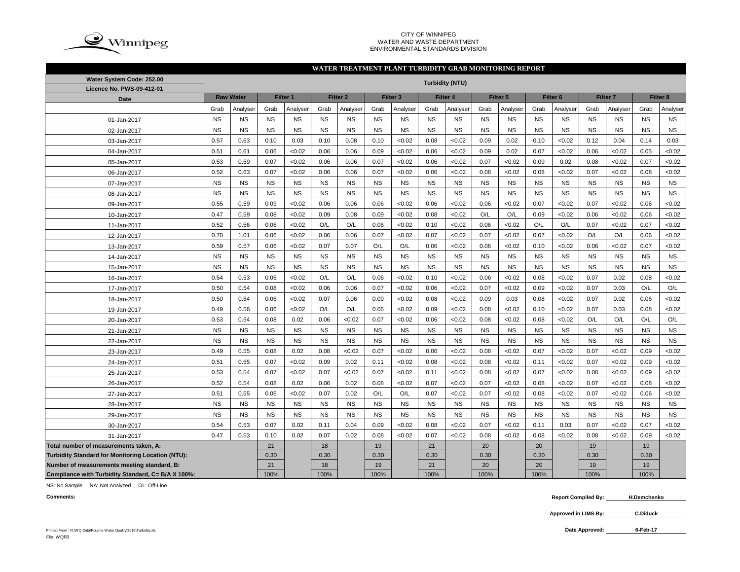CITY OF WINNIPEG
WATER AND WASTE DEPARTMENT
ENVIRONMENTAL STANDARDS DIVISION

## WATER TREATMENT PLANT TURBIDITY GRAB MONITORING REPORT

| Water System Code: 252.00<br>Licence No. PWS-09-412-01 | Turbidity (NTU) | | | | | | | | | | | | | | | | | |
|---|---|---|---|---|---|---|---|---|---|---|---|---|---|---|---|---|---|---|
| Date | Raw Water | | Filter 1 | | Filter 2 | | Filter 3 | | Filter 4 | | Filter 5 | | Filter 6 | | Filter 7 | | Filter 8 | |
| | Grab | Analyser | Grab | Analyser | Grab | Analyser | Grab | Analyser | Grab | Analyser | Grab | Analyser | Grab | Analyser | Grab | Analyser | Grab | Analyser |
| 01-Jan-2017 | NS | NS | NS | NS | NS | NS | NS | NS | NS | NS | NS | NS | NS | NS | NS | NS | NS | NS |
| 02-Jan-2017 | NS | NS | NS | NS | NS | NS | NS | NS | NS | NS | NS | NS | NS | NS | NS | NS | NS | NS |
| 03-Jan-2017 | 0.57 | 0.63 | 0.10 | 0.03 | 0.10 | 0.08 | 0.10 | <0.02 | 0.08 | <0.02 | 0.09 | 0.02 | 0.10 | <0.02 | 0.12 | 0.04 | 0.14 | 0.03 |
| 04-Jan-2017 | 0.51 | 0.61 | 0.06 | <0.02 | 0.06 | 0.06 | 0.09 | <0.02 | 0.06 | <0.02 | 0.09 | 0.02 | 0.07 | <0.02 | 0.06 | <0.02 | 0.05 | <0.02 |
| 05-Jan-2017 | 0.53 | 0.59 | 0.07 | <0.02 | 0.06 | 0.06 | 0.07 | <0.02 | 0.06 | <0.02 | 0.07 | <0.02 | 0.09 | 0.02 | 0.08 | <0.02 | 0.07 | <0.02 |
| 06-Jan-2017 | 0.52 | 0.63 | 0.07 | <0.02 | 0.06 | 0.06 | 0.07 | <0.02 | 0.06 | <0.02 | 0.08 | <0.02 | 0.08 | <0.02 | 0.07 | <0.02 | 0.08 | <0.02 |
| 07-Jan-2017 | NS | NS | NS | NS | NS | NS | NS | NS | NS | NS | NS | NS | NS | NS | NS | NS | NS | NS |
| 08-Jan-2017 | NS | NS | NS | NS | NS | NS | NS | NS | NS | NS | NS | NS | NS | NS | NS | NS | NS | NS |
| 09-Jan-2017 | 0.55 | 0.59 | 0.09 | <0.02 | 0.06 | 0.06 | 0.06 | <0.02 | 0.06 | <0.02 | 0.06 | <0.02 | 0.07 | <0.02 | 0.07 | <0.02 | 0.06 | <0.02 |
| 10-Jan-2017 | 0.47 | 0.59 | 0.08 | <0.02 | 0.09 | 0.08 | 0.09 | <0.02 | 0.08 | <0.02 | O/L | O/L | 0.09 | <0.02 | 0.06 | <0.02 | 0.06 | <0.02 |
| 11-Jan-2017 | 0.52 | 0.56 | 0.06 | <0.02 | O/L | O/L | 0.06 | <0.02 | 0.10 | <0.02 | 0.06 | <0.02 | O/L | O/L | 0.07 | <0.02 | 0.07 | <0.02 |
| 12-Jan-2017 | 0.70 | 1.01 | 0.06 | <0.02 | 0.06 | 0.06 | 0.07 | <0.02 | 0.07 | <0.02 | 0.07 | <0.02 | 0.07 | <0.02 | O/L | O/L | 0.06 | <0.02 |
| 13-Jan-2017 | 0.59 | 0.57 | 0.06 | <0.02 | 0.07 | 0.07 | O/L | O/L | 0.06 | <0.02 | 0.06 | <0.02 | 0.10 | <0.02 | 0.06 | <0.02 | 0.07 | <0.02 |
| 14-Jan-2017 | NS | NS | NS | NS | NS | NS | NS | NS | NS | NS | NS | NS | NS | NS | NS | NS | NS | NS |
| 15-Jan-2017 | NS | NS | NS | NS | NS | NS | NS | NS | NS | NS | NS | NS | NS | NS | NS | NS | NS | NS |
| 16-Jan-2017 | 0.54 | 0.53 | 0.06 | <0.02 | O/L | O/L | 0.06 | <0.02 | 0.10 | <0.02 | 0.06 | <0.02 | 0.08 | <0.02 | 0.07 | 0.02 | 0.08 | <0.02 |
| 17-Jan-2017 | 0.50 | 0.54 | 0.08 | <0.02 | 0.06 | 0.06 | 0.07 | <0.02 | 0.06 | <0.02 | 0.07 | <0.02 | 0.09 | <0.02 | 0.07 | 0.03 | O/L | O/L |
| 18-Jan-2017 | 0.50 | 0.54 | 0.06 | <0.02 | 0.07 | 0.06 | 0.09 | <0.02 | 0.08 | <0.02 | 0.09 | 0.03 | 0.08 | <0.02 | 0.07 | 0.02 | 0.06 | <0.02 |
| 19-Jan-2017 | 0.49 | 0.56 | 0.06 | <0.02 | O/L | O/L | 0.06 | <0.02 | 0.09 | <0.02 | 0.08 | <0.02 | 0.10 | <0.02 | 0.07 | 0.03 | 0.08 | <0.02 |
| 20-Jan-2017 | 0.53 | 0.54 | 0.08 | 0.02 | 0.06 | <0.02 | 0.07 | <0.02 | 0.06 | <0.02 | 0.08 | <0.02 | 0.08 | <0.02 | O/L | O/L | O/L | O/L |
| 21-Jan-2017 | NS | NS | NS | NS | NS | NS | NS | NS | NS | NS | NS | NS | NS | NS | NS | NS | NS | NS |
| 22-Jan-2017 | NS | NS | NS | NS | NS | NS | NS | NS | NS | NS | NS | NS | NS | NS | NS | NS | NS | NS |
| 23-Jan-2017 | 0.49 | 0.55 | 0.08 | 0.02 | 0.08 | <0.02 | 0.07 | <0.02 | 0.06 | <0.02 | 0.08 | <0.02 | 0.07 | <0.02 | 0.07 | <0.02 | 0.09 | <0.02 |
| 24-Jan-2017 | 0.51 | 0.55 | 0.07 | <0.02 | 0.09 | 0.02 | 0.11 | <0.02 | 0.08 | <0.02 | 0.08 | <0.02 | 0.11 | <0.02 | 0.07 | <0.02 | 0.09 | <0.02 |
| 25-Jan-2017 | 0.53 | 0.54 | 0.07 | <0.02 | 0.07 | <0.02 | 0.07 | <0.02 | 0.11 | <0.02 | 0.08 | <0.02 | 0.07 | <0.02 | 0.08 | <0.02 | 0.09 | <0.02 |
| 26-Jan-2017 | 0.52 | 0.54 | 0.08 | 0.02 | 0.06 | 0.02 | 0.08 | <0.02 | 0.07 | <0.02 | 0.07 | <0.02 | 0.08 | <0.02 | 0.07 | <0.02 | 0.08 | <0.02 |
| 27-Jan-2017 | 0.51 | 0.55 | 0.06 | <0.02 | 0.07 | 0.02 | O/L | O/L | 0.07 | <0.02 | 0.07 | <0.02 | 0.08 | <0.02 | 0.07 | <0.02 | 0.06 | <0.02 |
| 28-Jan-2017 | NS | NS | NS | NS | NS | NS | NS | NS | NS | NS | NS | NS | NS | NS | NS | NS | NS | NS |
| 29-Jan-2017 | NS | NS | NS | NS | NS | NS | NS | NS | NS | NS | NS | NS | NS | NS | NS | NS | NS | NS |
| 30-Jan-2017 | 0.54 | 0.53 | 0.07 | 0.02 | 0.11 | 0.04 | 0.09 | <0.02 | 0.08 | <0.02 | 0.07 | <0.02 | 0.11 | 0.03 | 0.07 | <0.02 | 0.07 | <0.02 |
| 31-Jan-2017 | 0.47 | 0.53 | 0.10 | 0.02 | 0.07 | 0.02 | 0.08 | <0.02 | 0.07 | <0.02 | 0.08 | <0.02 | 0.08 | <0.02 | 0.08 | <0.02 | 0.09 | <0.02 |
| Total number of measurements taken, A: | | | 21 | | 18 | | 19 | | 21 | | 20 | | 20 | | 19 | | 19 | |
| Turbidity Standard for Monitoring Location (NTU): | | | 0.30 | | 0.30 | | 0.30 | | 0.30 | | 0.30 | | 0.30 | | 0.30 | | 0.30 | |
| Number of measurements meeting standard, B: | | | 21 | | 18 | | 19 | | 21 | | 20 | | 20 | | 19 | | 19 | |
| Compliance with Turbidity Standard, C= B/A X 100%: | | | 100% | | 100% | | 100% | | 100% | | 100% | | 100% | | 100% | | 100% | |

NS: No Sample NA: Not Analyzed OL: Off-Line

**Comments:**

**Report Compiled By:** H.Demchenko

**Approved in LIMS By:** C.Diduck

**Date Approved:** 6-Feb-17

Printed From : N:\WQ Data\Routine Water Quality\2015\Turbidity.xls
File: WQR3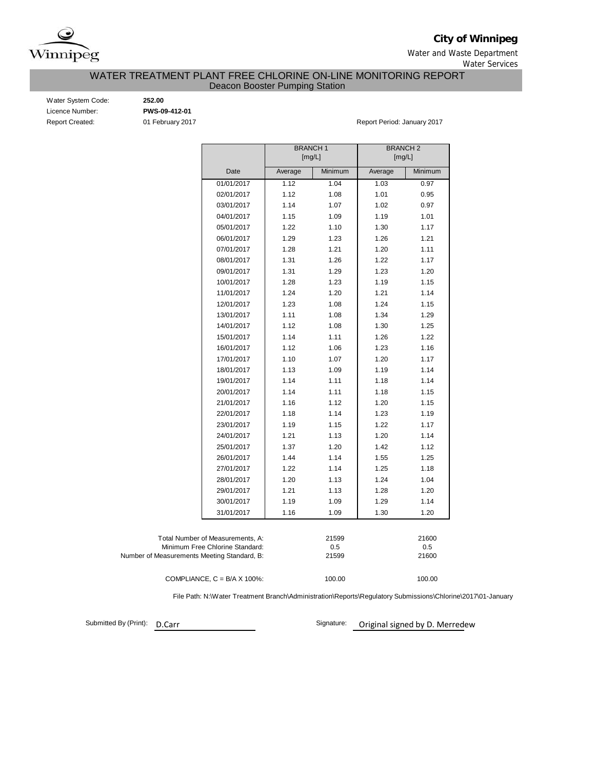**City of Winnipeg**

Water and Waste Department

Water Services

# WATER TREATMENT PLANT FREE CHLORINE ON-LINE MONITORING REPORT

## Deacon Booster Pumping Station

Water System Code: **252.00**

Licence Number: **PWS-09-412-01**

Report Created: 01 February 2017

Report Period: January 2017

| | BRANCH 1 [mg/L] | | BRANCH 2 [mg/L] | |
|---|---|---|---|---|
| Date | Average | Minimum | Average | Minimum |
| 01/01/2017 | 1.12 | 1.04 | 1.03 | 0.97 |
| 02/01/2017 | 1.12 | 1.08 | 1.01 | 0.95 |
| 03/01/2017 | 1.14 | 1.07 | 1.02 | 0.97 |
| 04/01/2017 | 1.15 | 1.09 | 1.19 | 1.01 |
| 05/01/2017 | 1.22 | 1.10 | 1.30 | 1.17 |
| 06/01/2017 | 1.29 | 1.23 | 1.26 | 1.21 |
| 07/01/2017 | 1.28 | 1.21 | 1.20 | 1.11 |
| 08/01/2017 | 1.31 | 1.26 | 1.22 | 1.17 |
| 09/01/2017 | 1.31 | 1.29 | 1.23 | 1.20 |
| 10/01/2017 | 1.28 | 1.23 | 1.19 | 1.15 |
| 11/01/2017 | 1.24 | 1.20 | 1.21 | 1.14 |
| 12/01/2017 | 1.23 | 1.08 | 1.24 | 1.15 |
| 13/01/2017 | 1.11 | 1.08 | 1.34 | 1.29 |
| 14/01/2017 | 1.12 | 1.08 | 1.30 | 1.25 |
| 15/01/2017 | 1.14 | 1.11 | 1.26 | 1.22 |
| 16/01/2017 | 1.12 | 1.06 | 1.23 | 1.16 |
| 17/01/2017 | 1.10 | 1.07 | 1.20 | 1.17 |
| 18/01/2017 | 1.13 | 1.09 | 1.19 | 1.14 |
| 19/01/2017 | 1.14 | 1.11 | 1.18 | 1.14 |
| 20/01/2017 | 1.14 | 1.11 | 1.18 | 1.15 |
| 21/01/2017 | 1.16 | 1.12 | 1.20 | 1.15 |
| 22/01/2017 | 1.18 | 1.14 | 1.23 | 1.19 |
| 23/01/2017 | 1.19 | 1.15 | 1.22 | 1.17 |
| 24/01/2017 | 1.21 | 1.13 | 1.20 | 1.14 |
| 25/01/2017 | 1.37 | 1.20 | 1.42 | 1.12 |
| 26/01/2017 | 1.44 | 1.14 | 1.55 | 1.25 |
| 27/01/2017 | 1.22 | 1.14 | 1.25 | 1.18 |
| 28/01/2017 | 1.20 | 1.13 | 1.24 | 1.04 |
| 29/01/2017 | 1.21 | 1.13 | 1.28 | 1.20 |
| 30/01/2017 | 1.19 | 1.09 | 1.29 | 1.14 |
| 31/01/2017 | 1.16 | 1.09 | 1.30 | 1.20 |

| | BRANCH 1 | BRANCH 2 |
|---|---|---|
| Total Number of Measurements, A: | 21599 | 21600 |
| Minimum Free Chlorine Standard: | 0.5 | 0.5 |
| Number of Measurements Meeting Standard, B: | 21599 | 21600 |
| COMPLIANCE, C = B/A X 100%: | 100.00 | 100.00 |

File Path: N:\Water Treatment Branch\Administration\Reports\Regulatory Submissions\Chlorine\2017\01-January

Submitted By (Print): D.Carr

Signature: Original signed by D. Merredew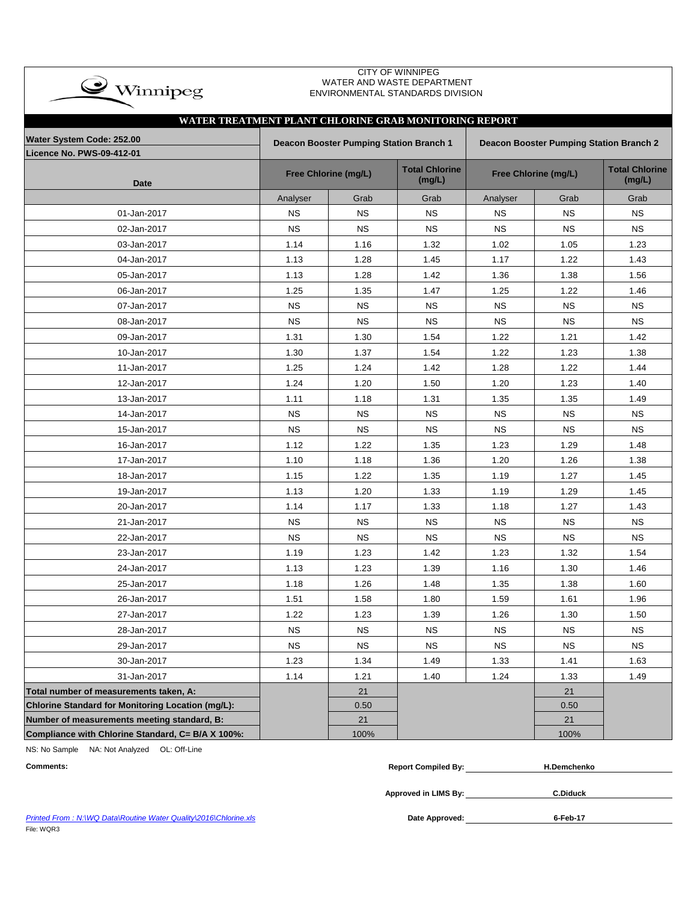CITY OF WINNIPEG
WATER AND WASTE DEPARTMENT
ENVIRONMENTAL STANDARDS DIVISION

## WATER TREATMENT PLANT CHLORINE GRAB MONITORING REPORT

| Water System Code: 252.00 / Licence No. PWS-09-412-01 | Deacon Booster Pumping Station Branch 1 | | | Deacon Booster Pumping Station Branch 2 | | |
|---|---|---|---|---|---|---|
| Date | Free Chlorine (mg/L) | | Total Chlorine (mg/L) | Free Chlorine (mg/L) | | Total Chlorine (mg/L) |
| | Analyser | Grab | Grab | Analyser | Grab | Grab |
| 01-Jan-2017 | NS | NS | NS | NS | NS | NS |
| 02-Jan-2017 | NS | NS | NS | NS | NS | NS |
| 03-Jan-2017 | 1.14 | 1.16 | 1.32 | 1.02 | 1.05 | 1.23 |
| 04-Jan-2017 | 1.13 | 1.28 | 1.45 | 1.17 | 1.22 | 1.43 |
| 05-Jan-2017 | 1.13 | 1.28 | 1.42 | 1.36 | 1.38 | 1.56 |
| 06-Jan-2017 | 1.25 | 1.35 | 1.47 | 1.25 | 1.22 | 1.46 |
| 07-Jan-2017 | NS | NS | NS | NS | NS | NS |
| 08-Jan-2017 | NS | NS | NS | NS | NS | NS |
| 09-Jan-2017 | 1.31 | 1.30 | 1.54 | 1.22 | 1.21 | 1.42 |
| 10-Jan-2017 | 1.30 | 1.37 | 1.54 | 1.22 | 1.23 | 1.38 |
| 11-Jan-2017 | 1.25 | 1.24 | 1.42 | 1.28 | 1.22 | 1.44 |
| 12-Jan-2017 | 1.24 | 1.20 | 1.50 | 1.20 | 1.23 | 1.40 |
| 13-Jan-2017 | 1.11 | 1.18 | 1.31 | 1.35 | 1.35 | 1.49 |
| 14-Jan-2017 | NS | NS | NS | NS | NS | NS |
| 15-Jan-2017 | NS | NS | NS | NS | NS | NS |
| 16-Jan-2017 | 1.12 | 1.22 | 1.35 | 1.23 | 1.29 | 1.48 |
| 17-Jan-2017 | 1.10 | 1.18 | 1.36 | 1.20 | 1.26 | 1.38 |
| 18-Jan-2017 | 1.15 | 1.22 | 1.35 | 1.19 | 1.27 | 1.45 |
| 19-Jan-2017 | 1.13 | 1.20 | 1.33 | 1.19 | 1.29 | 1.45 |
| 20-Jan-2017 | 1.14 | 1.17 | 1.33 | 1.18 | 1.27 | 1.43 |
| 21-Jan-2017 | NS | NS | NS | NS | NS | NS |
| 22-Jan-2017 | NS | NS | NS | NS | NS | NS |
| 23-Jan-2017 | 1.19 | 1.23 | 1.42 | 1.23 | 1.32 | 1.54 |
| 24-Jan-2017 | 1.13 | 1.23 | 1.39 | 1.16 | 1.30 | 1.46 |
| 25-Jan-2017 | 1.18 | 1.26 | 1.48 | 1.35 | 1.38 | 1.60 |
| 26-Jan-2017 | 1.51 | 1.58 | 1.80 | 1.59 | 1.61 | 1.96 |
| 27-Jan-2017 | 1.22 | 1.23 | 1.39 | 1.26 | 1.30 | 1.50 |
| 28-Jan-2017 | NS | NS | NS | NS | NS | NS |
| 29-Jan-2017 | NS | NS | NS | NS | NS | NS |
| 30-Jan-2017 | 1.23 | 1.34 | 1.49 | 1.33 | 1.41 | 1.63 |
| 31-Jan-2017 | 1.14 | 1.21 | 1.40 | 1.24 | 1.33 | 1.49 |
| **Total number of measurements taken, A:** | | 21 | | | 21 | |
| **Chlorine Standard for Monitoring Location (mg/L):** | | 0.50 | | | 0.50 | |
| **Number of measurements meeting standard, B:** | | 21 | | | 21 | |
| **Compliance with Chlorine Standard, C= B/A X 100%:** | | 100% | | | 100% | |

NS: No Sample NA: Not Analyzed OL: Off-Line

**Comments:**

**Report Compiled By:** **H.Demchenko**

**Approved in LIMS By:** **C.Diduck**

**Date Approved:** **6-Feb-17**

*Printed From : N:\WQ Data\Routine Water Quality\2016\Chlorine.xls*

File: WQR3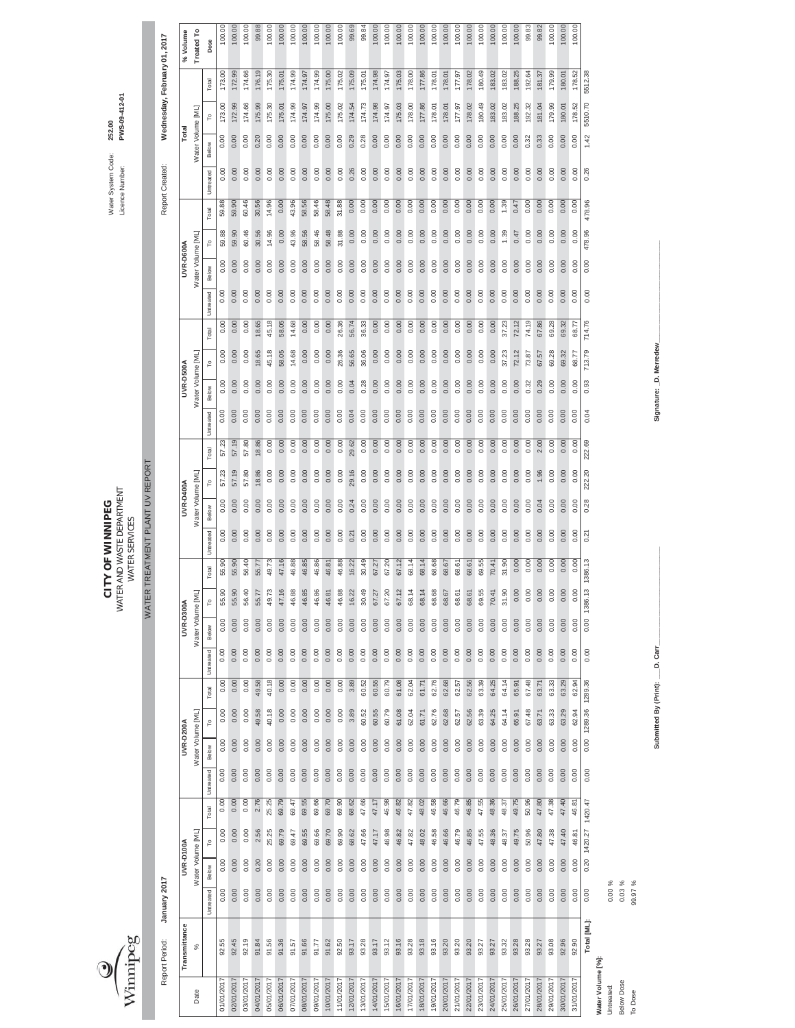# CITY OF WINNIPEG

WATER AND WASTE DEPARTMENT
WATER SERVICES

## WATER TREATMENT PLANT UV REPORT

Water System Code: **252.00**
Licence Number: **PWS-09-412-01**

Report Period: **January 2017**

Report Created: **Wednesday, February 01, 2017**

| Date | Transmittance | UVR-D100A | | | | UVR-D200A | | | | UVR-D300A | | | | UVR-D400A | | | | UVR-D500A | | | | UVR-D600A | | | | Total | | | | % Volume Treated To Dose |
|---|---|---|---|---|---|---|---|---|---|---|---|---|---|---|---|---|---|---|---|---|---|---|---|---|---|---|---|---|---|---|
| | % | Water Volume [ML] | | | | Water Volume [ML] | | | | Water Volume [ML] | | | | Water Volume [ML] | | | | Water Volume [ML] | | | | Water Volume [ML] | | | | Water Volume [ML] | | | | |
| | | Untreated | Below | To | Total | Untreated | Below | To | Total | Untreated | Below | To | Total | Untreated | Below | To | Total | Untreated | Below | To | Total | Untreated | Below | To | Total | Untreated | Below | To | Total | |
| 01/01/2017 | 92.55 | 0.00 | 0.00 | 0.00 | 0.00 | 0.00 | 0.00 | 0.00 | 0.00 | 0.00 | 0.00 | 55.90 | 55.90 | 0.00 | 0.00 | 57.23 | 57.23 | 0.00 | 0.00 | 0.00 | 0.00 | 0.00 | 0.00 | 59.88 | 59.88 | 0.00 | 0.00 | 173.00 | 173.00 | 100.00 |
| 02/01/2017 | 92.45 | 0.00 | 0.00 | 0.00 | 0.00 | 0.00 | 0.00 | 0.00 | 0.00 | 0.00 | 0.00 | 55.90 | 55.90 | 0.00 | 0.00 | 57.19 | 57.19 | 0.00 | 0.00 | 0.00 | 0.00 | 0.00 | 0.00 | 59.90 | 59.90 | 0.00 | 0.00 | 172.99 | 172.99 | 100.00 |
| 03/01/2017 | 92.19 | 0.00 | 0.00 | 0.00 | 0.00 | 0.00 | 0.00 | 0.00 | 0.00 | 0.00 | 0.00 | 56.40 | 56.40 | 0.00 | 0.00 | 57.80 | 57.80 | 0.00 | 0.00 | 0.00 | 0.00 | 0.00 | 0.00 | 60.46 | 60.46 | 0.00 | 0.00 | 174.66 | 174.66 | 100.00 |
| 04/01/2017 | 91.84 | 0.00 | 0.20 | 2.56 | 2.76 | 0.00 | 0.00 | 49.58 | 49.58 | 0.00 | 0.00 | 55.77 | 55.77 | 0.00 | 0.00 | 18.86 | 18.86 | 0.00 | 0.00 | 18.65 | 18.65 | 0.00 | 0.00 | 30.56 | 30.56 | 0.00 | 0.20 | 175.99 | 176.19 | 99.88 |
| 05/01/2017 | 91.56 | 0.00 | 0.00 | 25.25 | 25.25 | 0.00 | 0.00 | 40.18 | 40.18 | 0.00 | 0.00 | 49.73 | 49.73 | 0.00 | 0.00 | 0.00 | 0.00 | 0.00 | 0.00 | 45.18 | 45.18 | 0.00 | 0.00 | 14.96 | 14.96 | 0.00 | 0.00 | 175.30 | 175.30 | 100.00 |
| 06/01/2017 | 91.36 | 0.00 | 0.00 | 69.79 | 69.79 | 0.00 | 0.00 | 0.00 | 0.00 | 0.00 | 0.00 | 47.16 | 47.16 | 0.00 | 0.00 | 0.00 | 0.00 | 0.00 | 0.00 | 58.05 | 58.05 | 0.00 | 0.00 | 0.00 | 0.00 | 0.00 | 0.00 | 175.01 | 175.01 | 100.00 |
| 07/01/2017 | 91.57 | 0.00 | 0.00 | 69.47 | 69.47 | 0.00 | 0.00 | 0.00 | 0.00 | 0.00 | 0.00 | 46.88 | 46.88 | 0.00 | 0.00 | 0.00 | 0.00 | 0.00 | 0.00 | 14.68 | 14.68 | 0.00 | 0.00 | 43.96 | 43.96 | 0.00 | 0.00 | 174.99 | 174.99 | 100.00 |
| 08/01/2017 | 91.66 | 0.00 | 0.00 | 69.55 | 69.55 | 0.00 | 0.00 | 0.00 | 0.00 | 0.00 | 0.00 | 46.85 | 46.85 | 0.00 | 0.00 | 0.00 | 0.00 | 0.00 | 0.00 | 0.00 | 0.00 | 0.00 | 0.00 | 58.56 | 58.56 | 0.00 | 0.00 | 174.97 | 174.97 | 100.00 |
| 09/01/2017 | 91.77 | 0.00 | 0.00 | 69.66 | 69.66 | 0.00 | 0.00 | 0.00 | 0.00 | 0.00 | 0.00 | 46.86 | 46.86 | 0.00 | 0.00 | 0.00 | 0.00 | 0.00 | 0.00 | 0.00 | 0.00 | 0.00 | 0.00 | 58.46 | 58.46 | 0.00 | 0.00 | 174.99 | 174.99 | 100.00 |
| 10/01/2017 | 91.62 | 0.00 | 0.00 | 69.70 | 69.70 | 0.00 | 0.00 | 0.00 | 0.00 | 0.00 | 0.00 | 46.81 | 46.81 | 0.00 | 0.00 | 0.00 | 0.00 | 0.00 | 0.00 | 0.00 | 0.00 | 0.00 | 0.00 | 58.48 | 58.48 | 0.00 | 0.00 | 175.00 | 175.00 | 100.00 |
| 11/01/2017 | 92.50 | 0.00 | 0.00 | 69.90 | 69.90 | 0.00 | 0.00 | 0.00 | 0.00 | 0.00 | 0.00 | 46.88 | 46.88 | 0.00 | 0.00 | 0.00 | 0.00 | 0.00 | 0.00 | 26.36 | 26.36 | 0.00 | 0.00 | 31.88 | 31.88 | 0.00 | 0.00 | 175.02 | 175.02 | 100.00 |
| 12/01/2017 | 93.17 | 0.00 | 0.00 | 68.62 | 68.62 | 0.00 | 0.00 | 3.89 | 3.89 | 0.00 | 0.00 | 16.22 | 16.22 | 0.21 | 0.24 | 29.16 | 29.62 | 0.04 | 0.04 | 56.65 | 56.74 | 0.00 | 0.00 | 0.00 | 0.00 | 0.26 | 0.29 | 174.54 | 175.09 | 99.69 |
| 13/01/2017 | 93.28 | 0.00 | 0.00 | 47.66 | 47.66 | 0.00 | 0.00 | 60.52 | 60.52 | 0.00 | 0.00 | 30.49 | 30.49 | 0.00 | 0.00 | 0.00 | 0.00 | 0.00 | 0.28 | 36.06 | 36.33 | 0.00 | 0.00 | 0.00 | 0.00 | 0.00 | 0.28 | 174.73 | 175.01 | 99.84 |
| 14/01/2017 | 93.17 | 0.00 | 0.00 | 47.17 | 47.17 | 0.00 | 0.00 | 60.55 | 60.55 | 0.00 | 0.00 | 67.27 | 67.27 | 0.00 | 0.00 | 0.00 | 0.00 | 0.00 | 0.00 | 0.00 | 0.00 | 0.00 | 0.00 | 0.00 | 0.00 | 0.00 | 0.00 | 174.98 | 174.98 | 100.00 |
| 15/01/2017 | 93.12 | 0.00 | 0.00 | 46.98 | 46.98 | 0.00 | 0.00 | 60.79 | 60.79 | 0.00 | 0.00 | 67.20 | 67.20 | 0.00 | 0.00 | 0.00 | 0.00 | 0.00 | 0.00 | 0.00 | 0.00 | 0.00 | 0.00 | 0.00 | 0.00 | 0.00 | 0.00 | 174.97 | 174.97 | 100.00 |
| 16/01/2017 | 93.16 | 0.00 | 0.00 | 46.82 | 46.82 | 0.00 | 0.00 | 61.08 | 61.08 | 0.00 | 0.00 | 67.12 | 67.12 | 0.00 | 0.00 | 0.00 | 0.00 | 0.00 | 0.00 | 0.00 | 0.00 | 0.00 | 0.00 | 0.00 | 0.00 | 0.00 | 0.00 | 175.03 | 175.03 | 100.00 |
| 17/01/2017 | 93.28 | 0.00 | 0.00 | 47.82 | 47.82 | 0.00 | 0.00 | 62.04 | 62.04 | 0.00 | 0.00 | 68.14 | 68.14 | 0.00 | 0.00 | 0.00 | 0.00 | 0.00 | 0.00 | 0.00 | 0.00 | 0.00 | 0.00 | 0.00 | 0.00 | 0.00 | 0.00 | 178.00 | 178.00 | 100.00 |
| 18/01/2017 | 93.18 | 0.00 | 0.00 | 48.02 | 48.02 | 0.00 | 0.00 | 61.71 | 61.71 | 0.00 | 0.00 | 68.14 | 68.14 | 0.00 | 0.00 | 0.00 | 0.00 | 0.00 | 0.00 | 0.00 | 0.00 | 0.00 | 0.00 | 0.00 | 0.00 | 0.00 | 0.00 | 177.86 | 177.86 | 100.00 |
| 19/01/2017 | 93.16 | 0.00 | 0.00 | 46.58 | 46.58 | 0.00 | 0.00 | 62.76 | 62.76 | 0.00 | 0.00 | 68.68 | 68.68 | 0.00 | 0.00 | 0.00 | 0.00 | 0.00 | 0.00 | 0.00 | 0.00 | 0.00 | 0.00 | 0.00 | 0.00 | 0.00 | 0.00 | 178.01 | 178.01 | 100.00 |
| 20/01/2017 | 93.20 | 0.00 | 0.00 | 46.66 | 46.66 | 0.00 | 0.00 | 62.68 | 62.68 | 0.00 | 0.00 | 68.67 | 68.67 | 0.00 | 0.00 | 0.00 | 0.00 | 0.00 | 0.00 | 0.00 | 0.00 | 0.00 | 0.00 | 0.00 | 0.00 | 0.00 | 0.00 | 178.01 | 178.01 | 100.00 |
| 21/01/2017 | 93.20 | 0.00 | 0.00 | 46.79 | 46.79 | 0.00 | 0.00 | 62.57 | 62.57 | 0.00 | 0.00 | 68.61 | 68.61 | 0.00 | 0.00 | 0.00 | 0.00 | 0.00 | 0.00 | 0.00 | 0.00 | 0.00 | 0.00 | 0.00 | 0.00 | 0.00 | 0.00 | 177.97 | 177.97 | 100.00 |
| 22/01/2017 | 93.20 | 0.00 | 0.00 | 46.85 | 46.85 | 0.00 | 0.00 | 62.56 | 62.56 | 0.00 | 0.00 | 68.61 | 68.61 | 0.00 | 0.00 | 0.00 | 0.00 | 0.00 | 0.00 | 0.00 | 0.00 | 0.00 | 0.00 | 0.00 | 0.00 | 0.00 | 0.00 | 178.02 | 178.02 | 100.00 |
| 23/01/2017 | 93.27 | 0.00 | 0.00 | 47.55 | 47.55 | 0.00 | 0.00 | 63.39 | 63.39 | 0.00 | 0.00 | 69.55 | 69.55 | 0.00 | 0.00 | 0.00 | 0.00 | 0.00 | 0.00 | 0.00 | 0.00 | 0.00 | 0.00 | 0.00 | 0.00 | 0.00 | 0.00 | 180.49 | 180.49 | 100.00 |
| 24/01/2017 | 93.27 | 0.00 | 0.00 | 48.36 | 48.36 | 0.00 | 0.00 | 64.25 | 64.25 | 0.00 | 0.00 | 70.41 | 70.41 | 0.00 | 0.00 | 0.00 | 0.00 | 0.00 | 0.00 | 0.00 | 0.00 | 0.00 | 0.00 | 0.00 | 0.00 | 0.00 | 0.00 | 183.02 | 183.02 | 100.00 |
| 25/01/2017 | 93.32 | 0.00 | 0.00 | 48.37 | 48.37 | 0.00 | 0.00 | 64.14 | 64.14 | 0.00 | 0.00 | 31.90 | 31.90 | 0.00 | 0.00 | 0.00 | 0.00 | 0.00 | 0.00 | 37.23 | 37.23 | 0.00 | 0.00 | 1.39 | 1.39 | 0.00 | 0.00 | 183.02 | 183.02 | 100.00 |
| 26/01/2017 | 93.28 | 0.00 | 0.00 | 49.75 | 49.75 | 0.00 | 0.00 | 65.91 | 65.91 | 0.00 | 0.00 | 0.00 | 0.00 | 0.00 | 0.00 | 0.00 | 0.00 | 0.00 | 0.00 | 72.12 | 72.12 | 0.00 | 0.00 | 0.47 | 0.47 | 0.00 | 0.00 | 188.25 | 188.25 | 100.00 |
| 27/01/2017 | 93.28 | 0.00 | 0.00 | 50.96 | 50.96 | 0.00 | 0.00 | 67.48 | 67.48 | 0.00 | 0.00 | 0.00 | 0.00 | 0.00 | 0.00 | 0.00 | 0.00 | 0.00 | 0.32 | 73.87 | 74.19 | 0.00 | 0.00 | 0.00 | 0.00 | 0.00 | 0.32 | 192.32 | 192.64 | 99.83 |
| 28/01/2017 | 93.27 | 0.00 | 0.00 | 47.80 | 47.80 | 0.00 | 0.00 | 63.71 | 63.71 | 0.00 | 0.00 | 0.00 | 0.00 | 0.00 | 0.04 | 1.96 | 2.00 | 0.00 | 0.29 | 67.57 | 67.86 | 0.00 | 0.00 | 0.00 | 0.00 | 0.00 | 0.33 | 181.04 | 181.37 | 99.82 |
| 29/01/2017 | 93.08 | 0.00 | 0.00 | 47.38 | 47.38 | 0.00 | 0.00 | 63.33 | 63.33 | 0.00 | 0.00 | 0.00 | 0.00 | 0.00 | 0.00 | 0.00 | 0.00 | 0.00 | 0.00 | 69.28 | 69.28 | 0.00 | 0.00 | 0.00 | 0.00 | 0.00 | 0.00 | 179.99 | 179.99 | 100.00 |
| 30/01/2017 | 92.96 | 0.00 | 0.00 | 47.40 | 47.40 | 0.00 | 0.00 | 63.29 | 63.29 | 0.00 | 0.00 | 0.00 | 0.00 | 0.00 | 0.00 | 0.00 | 0.00 | 0.00 | 0.00 | 69.32 | 69.32 | 0.00 | 0.00 | 0.00 | 0.00 | 0.00 | 0.00 | 180.01 | 180.01 | 100.00 |
| 31/01/2017 | 92.90 | 0.00 | 0.00 | 46.81 | 46.81 | 0.00 | 0.00 | 62.94 | 62.94 | 0.00 | 0.00 | 0.00 | 0.00 | 0.00 | 0.00 | 0.00 | 0.00 | 0.00 | 0.00 | 68.77 | 68.77 | 0.00 | 0.00 | 0.00 | 0.00 | 0.00 | 0.00 | 178.52 | 178.52 | 100.00 |
| **Total [ML]:** | | 0.00 | 0.20 | 1420.27 | 1420.47 | 0.00 | 0.00 | 1289.36 | 1289.36 | 0.00 | 0.00 | 1386.13 | 1386.13 | 0.21 | 0.28 | 222.20 | 222.69 | 0.04 | 0.93 | 713.79 | 714.76 | 0.00 | 0.00 | 478.96 | 478.96 | 0.26 | 1.42 | 5510.70 | 5512.38 | |

**Water Volume [%]:**

Untreated: 0.00 %
Below Dose: 0.03 %
To Dose: 99.97 %

**Submitted By (Print):** D. Carr

**Signature:** D. Merredew